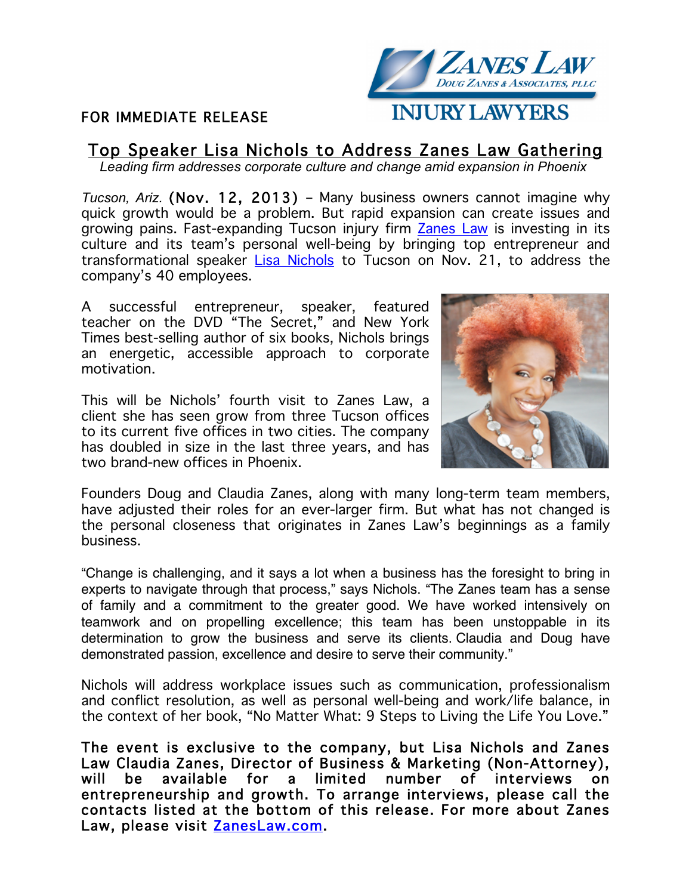ZANES LAW
DOUG ZANES & ASSOCIATES, PLLC
INJURY LAWYERS

FOR IMMEDIATE RELEASE

# Top Speaker Lisa Nichols to Address Zanes Law Gathering

*Leading firm addresses corporate culture and change amid expansion in Phoenix*

*Tucson, Ariz.* (Nov. 12, 2013) – Many business owners cannot imagine why quick growth would be a problem. But rapid expansion can create issues and growing pains. Fast-expanding Tucson injury firm Zanes Law is investing in its culture and its team's personal well-being by bringing top entrepreneur and transformational speaker Lisa Nichols to Tucson on Nov. 21, to address the company's 40 employees.

A successful entrepreneur, speaker, featured teacher on the DVD "The Secret," and New York Times best-selling author of six books, Nichols brings an energetic, accessible approach to corporate motivation.

This will be Nichols' fourth visit to Zanes Law, a client she has seen grow from three Tucson offices to its current five offices in two cities. The company has doubled in size in the last three years, and has two brand-new offices in Phoenix.

Founders Doug and Claudia Zanes, along with many long-term team members, have adjusted their roles for an ever-larger firm. But what has not changed is the personal closeness that originates in Zanes Law's beginnings as a family business.

"Change is challenging, and it says a lot when a business has the foresight to bring in experts to navigate through that process," says Nichols. "The Zanes team has a sense of family and a commitment to the greater good. We have worked intensively on teamwork and on propelling excellence; this team has been unstoppable in its determination to grow the business and serve its clients. Claudia and Doug have demonstrated passion, excellence and desire to serve their community."

Nichols will address workplace issues such as communication, professionalism and conflict resolution, as well as personal well-being and work/life balance, in the context of her book, "No Matter What: 9 Steps to Living the Life You Love."

**The event is exclusive to the company, but Lisa Nichols and Zanes Law Claudia Zanes, Director of Business & Marketing (Non-Attorney), will be available for a limited number of interviews on entrepreneurship and growth. To arrange interviews, please call the contacts listed at the bottom of this release. For more about Zanes Law, please visit ZanesLaw.com.**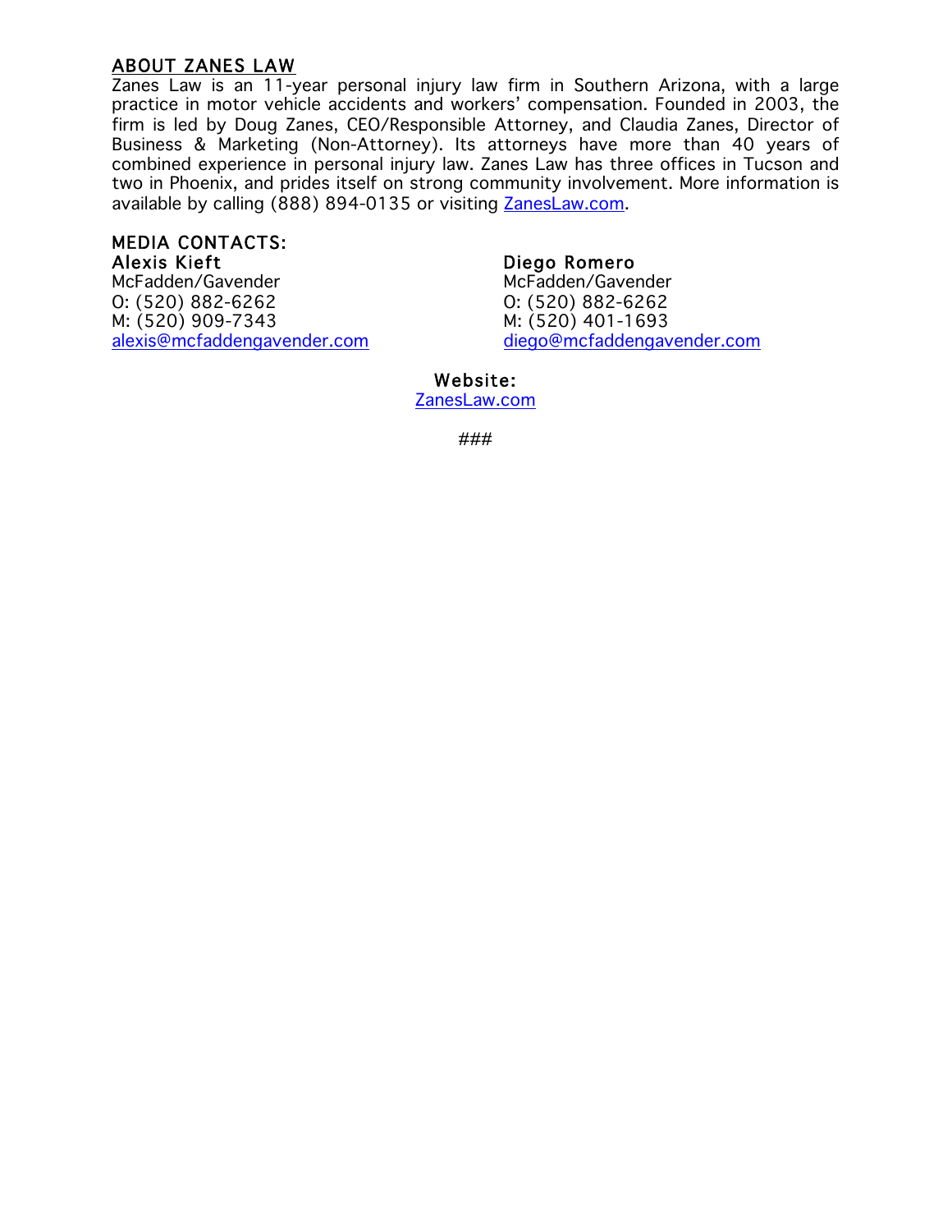## ABOUT ZANES LAW

Zanes Law is an 11-year personal injury law firm in Southern Arizona, with a large practice in motor vehicle accidents and workers' compensation. Founded in 2003, the firm is led by Doug Zanes, CEO/Responsible Attorney, and Claudia Zanes, Director of Business & Marketing (Non-Attorney). Its attorneys have more than 40 years of combined experience in personal injury law. Zanes Law has three offices in Tucson and two in Phoenix, and prides itself on strong community involvement. More information is available by calling (888) 894-0135 or visiting ZanesLaw.com.

**MEDIA CONTACTS:**

**Alexis Kieft**
McFadden/Gavender
O: (520) 882-6262
M: (520) 909-7343
alexis@mcfaddengavender.com

**Diego Romero**
McFadden/Gavender
O: (520) 882-6262
M: (520) 401-1693
diego@mcfaddengavender.com

**Website:**
ZanesLaw.com

###